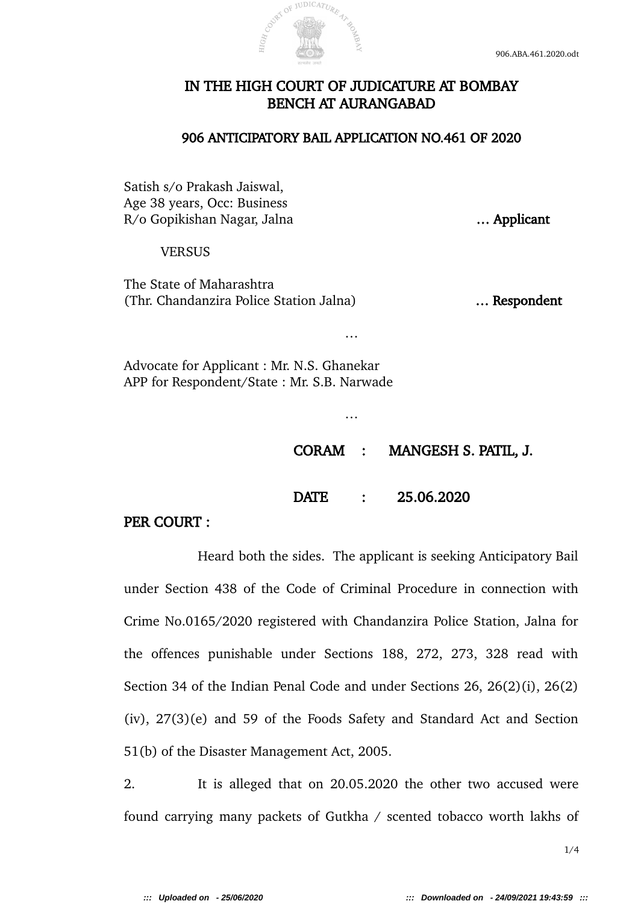# IN THE HIGH COURT OF JUDICATURE AT BOMBAY
# BENCH AT AURANGABAD

## 906 ANTICIPATORY BAIL APPLICATION NO.461 OF 2020

Satish s/o Prakash Jaiswal,
Age 38 years, Occ: Business
R/o Gopikishan Nagar, Jalna ... **Applicant**

VERSUS

The State of Maharashtra
(Thr. Chandanzira Police Station Jalna) ... **Respondent**

...

Advocate for Applicant : Mr. N.S. Ghanekar
APP for Respondent/State : Mr. S.B. Narwade

...

**CORAM : MANGESH S. PATIL, J.**

**DATE : 25.06.2020**

**PER COURT :**

Heard both the sides. The applicant is seeking Anticipatory Bail under Section 438 of the Code of Criminal Procedure in connection with Crime No.0165/2020 registered with Chandanzira Police Station, Jalna for the offences punishable under Sections 188, 272, 273, 328 read with Section 34 of the Indian Penal Code and under Sections 26, 26(2)(i), 26(2)(iv), 27(3)(e) and 59 of the Foods Safety and Standard Act and Section 51(b) of the Disaster Management Act, 2005.

2. It is alleged that on 20.05.2020 the other two accused were found carrying many packets of Gutkha / scented tobacco worth lakhs of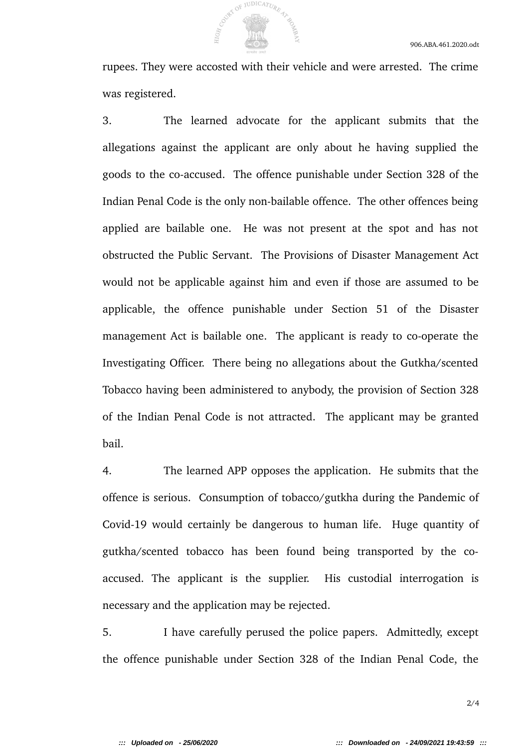rupees. They were accosted with their vehicle and were arrested. The crime was registered.

3. The learned advocate for the applicant submits that the allegations against the applicant are only about he having supplied the goods to the co-accused. The offence punishable under Section 328 of the Indian Penal Code is the only non-bailable offence. The other offences being applied are bailable one. He was not present at the spot and has not obstructed the Public Servant. The Provisions of Disaster Management Act would not be applicable against him and even if those are assumed to be applicable, the offence punishable under Section 51 of the Disaster management Act is bailable one. The applicant is ready to co-operate the Investigating Officer. There being no allegations about the Gutkha/scented Tobacco having been administered to anybody, the provision of Section 328 of the Indian Penal Code is not attracted. The applicant may be granted bail.

4. The learned APP opposes the application. He submits that the offence is serious. Consumption of tobacco/gutkha during the Pandemic of Covid-19 would certainly be dangerous to human life. Huge quantity of gutkha/scented tobacco has been found being transported by the co-accused. The applicant is the supplier. His custodial interrogation is necessary and the application may be rejected.

5. I have carefully perused the police papers. Admittedly, except the offence punishable under Section 328 of the Indian Penal Code, the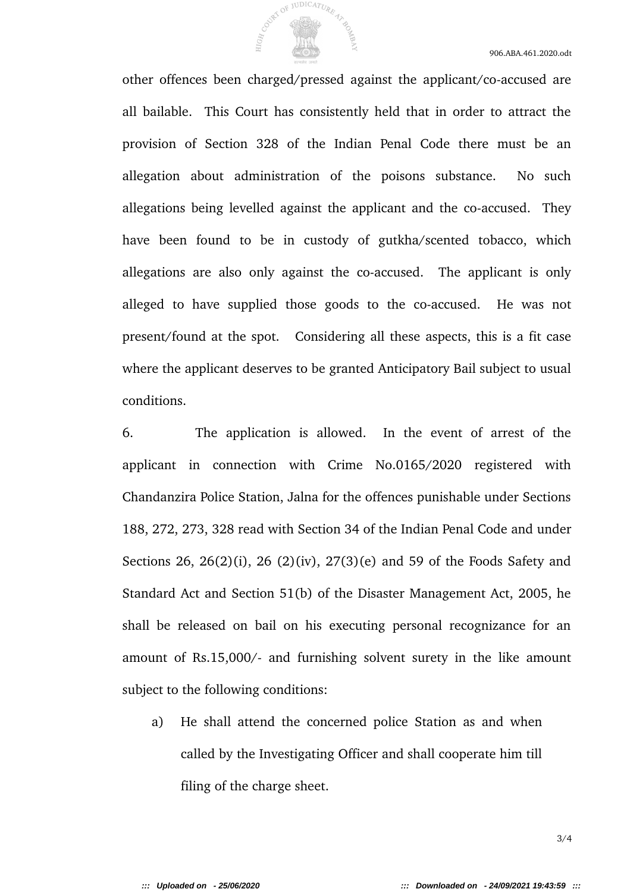other offences been charged/pressed against the applicant/co-accused are all bailable. This Court has consistently held that in order to attract the provision of Section 328 of the Indian Penal Code there must be an allegation about administration of the poisons substance. No such allegations being levelled against the applicant and the co-accused. They have been found to be in custody of gutkha/scented tobacco, which allegations are also only against the co-accused. The applicant is only alleged to have supplied those goods to the co-accused. He was not present/found at the spot. Considering all these aspects, this is a fit case where the applicant deserves to be granted Anticipatory Bail subject to usual conditions.

6. The application is allowed. In the event of arrest of the applicant in connection with Crime No.0165/2020 registered with Chandanzira Police Station, Jalna for the offences punishable under Sections 188, 272, 273, 328 read with Section 34 of the Indian Penal Code and under Sections 26, 26(2)(i), 26 (2)(iv), 27(3)(e) and 59 of the Foods Safety and Standard Act and Section 51(b) of the Disaster Management Act, 2005, he shall be released on bail on his executing personal recognizance for an amount of Rs.15,000/- and furnishing solvent surety in the like amount subject to the following conditions:

a) He shall attend the concerned police Station as and when called by the Investigating Officer and shall cooperate him till filing of the charge sheet.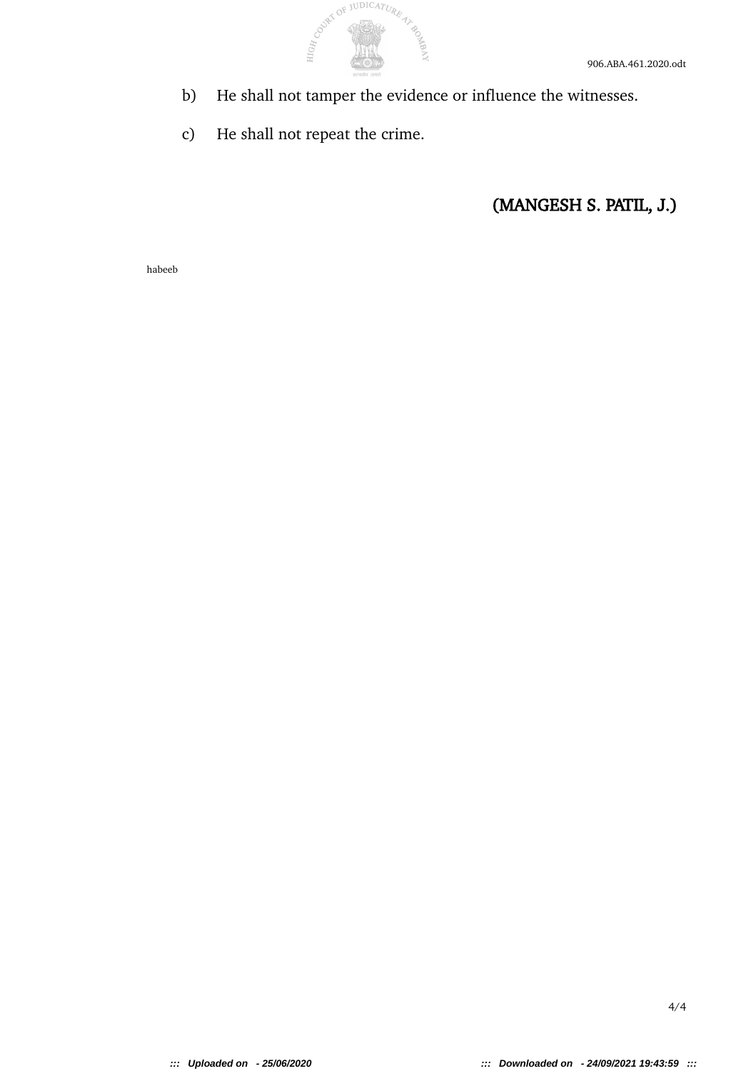b) He shall not tamper the evidence or influence the witnesses.

c) He shall not repeat the crime.

(MANGESH S. PATIL, J.)

habeeb